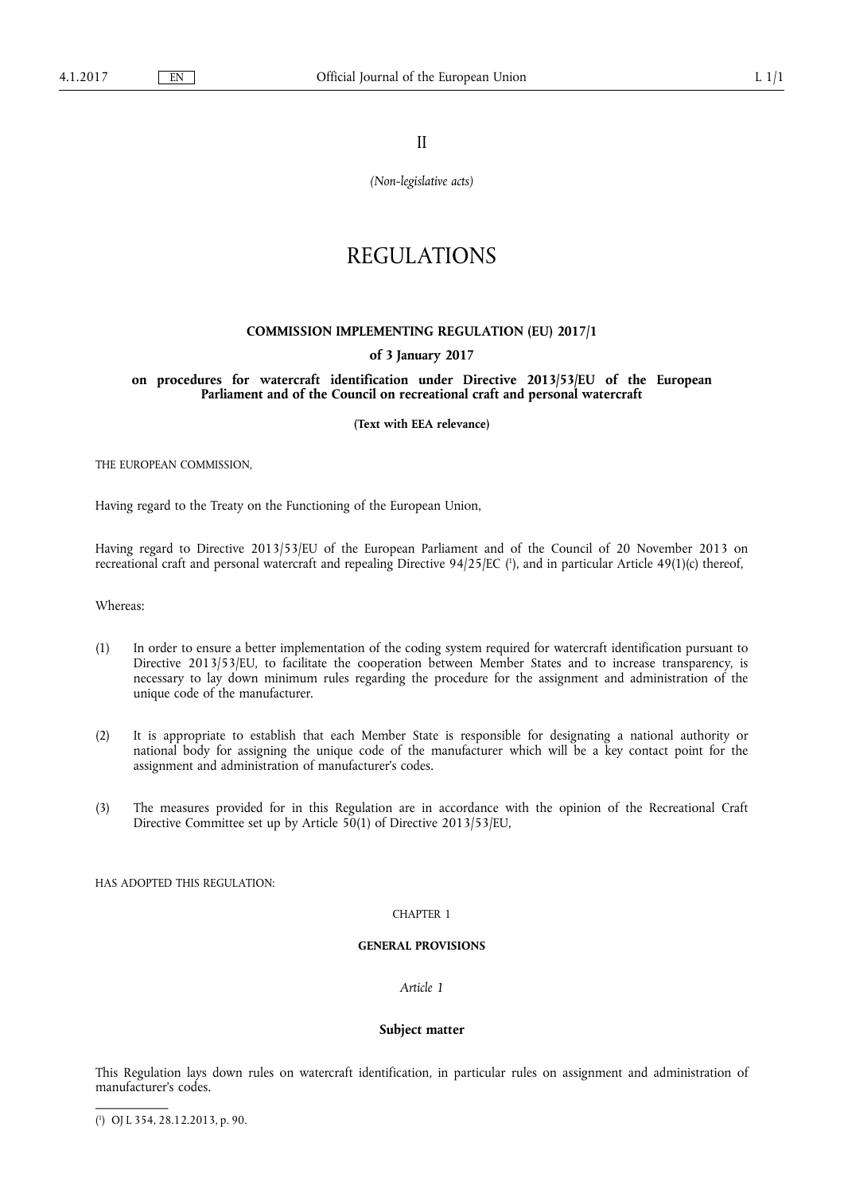II

*(Non-legislative acts)*

# REGULATIONS

## COMMISSION IMPLEMENTING REGULATION (EU) 2017/1

**of 3 January 2017**

**on procedures for watercraft identification under Directive 2013/53/EU of the European Parliament and of the Council on recreational craft and personal watercraft**

**(Text with EEA relevance)**

THE EUROPEAN COMMISSION,

Having regard to the Treaty on the Functioning of the European Union,

Having regard to Directive 2013/53/EU of the European Parliament and of the Council of 20 November 2013 on recreational craft and personal watercraft and repealing Directive 94/25/EC ([1]), and in particular Article 49(1)(c) thereof,

Whereas:

(1) In order to ensure a better implementation of the coding system required for watercraft identification pursuant to Directive 2013/53/EU, to facilitate the cooperation between Member States and to increase transparency, is necessary to lay down minimum rules regarding the procedure for the assignment and administration of the unique code of the manufacturer.

(2) It is appropriate to establish that each Member State is responsible for designating a national authority or national body for assigning the unique code of the manufacturer which will be a key contact point for the assignment and administration of manufacturer's codes.

(3) The measures provided for in this Regulation are in accordance with the opinion of the Recreational Craft Directive Committee set up by Article 50(1) of Directive 2013/53/EU,

HAS ADOPTED THIS REGULATION:

CHAPTER 1

**GENERAL PROVISIONS**

*Article 1*

**Subject matter**

This Regulation lays down rules on watercraft identification, in particular rules on assignment and administration of manufacturer's codes.

([1]) OJ L 354, 28.12.2013, p. 90.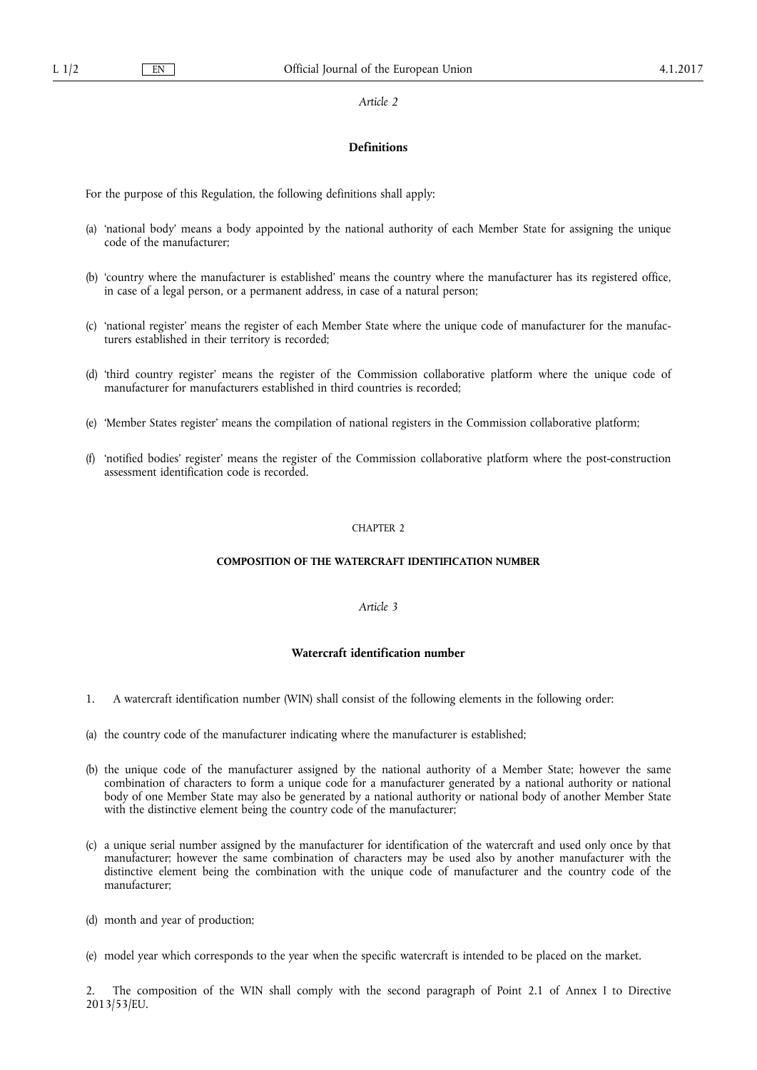*Article 2*

**Definitions**

For the purpose of this Regulation, the following definitions shall apply:

(a) 'national body' means a body appointed by the national authority of each Member State for assigning the unique code of the manufacturer;

(b) 'country where the manufacturer is established' means the country where the manufacturer has its registered office, in case of a legal person, or a permanent address, in case of a natural person;

(c) 'national register' means the register of each Member State where the unique code of manufacturer for the manufacturers established in their territory is recorded;

(d) 'third country register' means the register of the Commission collaborative platform where the unique code of manufacturer for manufacturers established in third countries is recorded;

(e) 'Member States register' means the compilation of national registers in the Commission collaborative platform;

(f) 'notified bodies' register' means the register of the Commission collaborative platform where the post-construction assessment identification code is recorded.

CHAPTER 2

**COMPOSITION OF THE WATERCRAFT IDENTIFICATION NUMBER**

*Article 3*

**Watercraft identification number**

1. A watercraft identification number (WIN) shall consist of the following elements in the following order:

(a) the country code of the manufacturer indicating where the manufacturer is established;

(b) the unique code of the manufacturer assigned by the national authority of a Member State; however the same combination of characters to form a unique code for a manufacturer generated by a national authority or national body of one Member State may also be generated by a national authority or national body of another Member State with the distinctive element being the country code of the manufacturer;

(c) a unique serial number assigned by the manufacturer for identification of the watercraft and used only once by that manufacturer; however the same combination of characters may be used also by another manufacturer with the distinctive element being the combination with the unique code of manufacturer and the country code of the manufacturer;

(d) month and year of production;

(e) model year which corresponds to the year when the specific watercraft is intended to be placed on the market.

2. The composition of the WIN shall comply with the second paragraph of Point 2.1 of Annex I to Directive 2013/53/EU.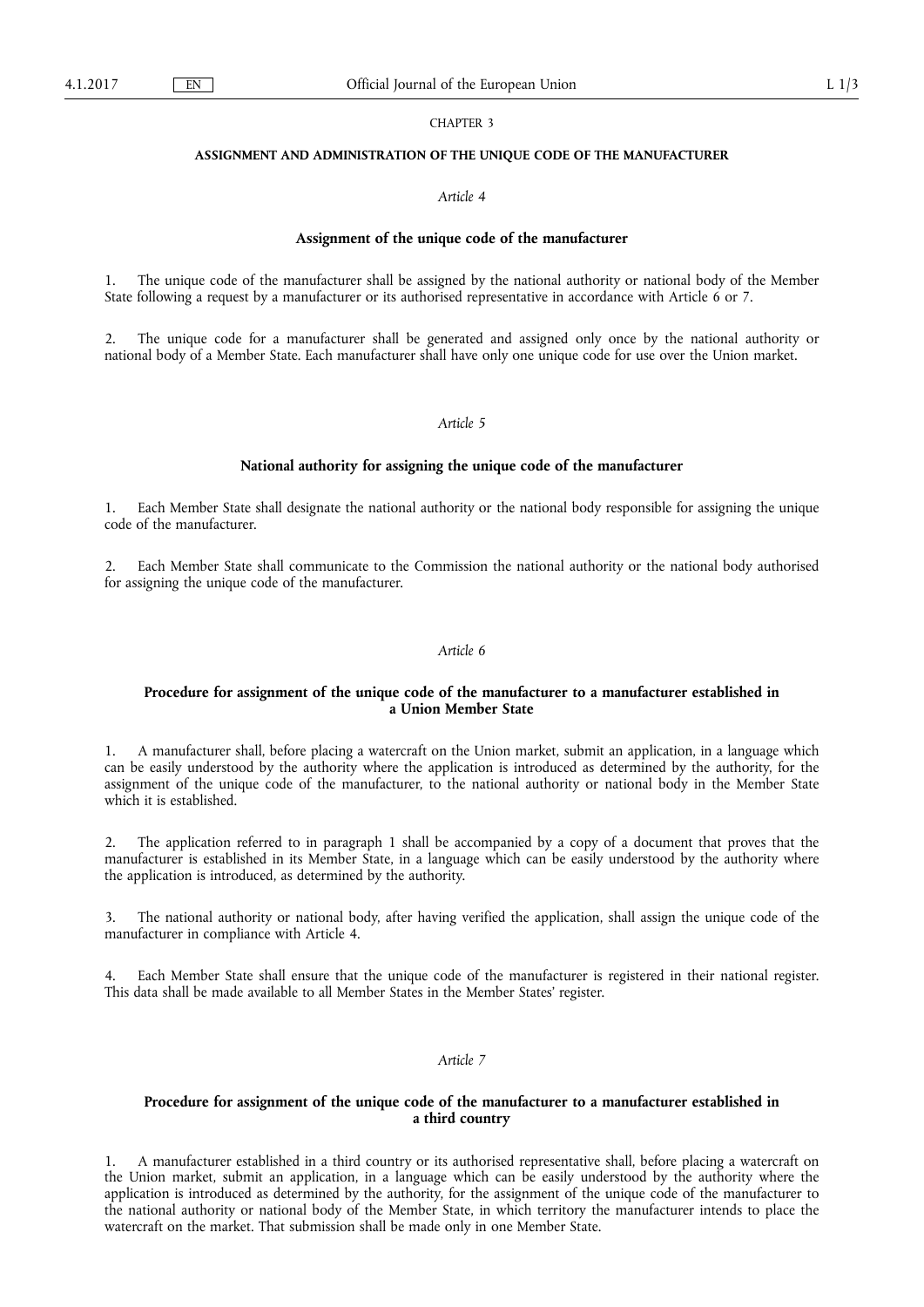CHAPTER 3

**ASSIGNMENT AND ADMINISTRATION OF THE UNIQUE CODE OF THE MANUFACTURER**

*Article 4*

**Assignment of the unique code of the manufacturer**

1. The unique code of the manufacturer shall be assigned by the national authority or national body of the Member State following a request by a manufacturer or its authorised representative in accordance with Article 6 or 7.

2. The unique code for a manufacturer shall be generated and assigned only once by the national authority or national body of a Member State. Each manufacturer shall have only one unique code for use over the Union market.

*Article 5*

**National authority for assigning the unique code of the manufacturer**

1. Each Member State shall designate the national authority or the national body responsible for assigning the unique code of the manufacturer.

2. Each Member State shall communicate to the Commission the national authority or the national body authorised for assigning the unique code of the manufacturer.

*Article 6*

**Procedure for assignment of the unique code of the manufacturer to a manufacturer established in a Union Member State**

1. A manufacturer shall, before placing a watercraft on the Union market, submit an application, in a language which can be easily understood by the authority where the application is introduced as determined by the authority, for the assignment of the unique code of the manufacturer, to the national authority or national body in the Member State which it is established.

2. The application referred to in paragraph 1 shall be accompanied by a copy of a document that proves that the manufacturer is established in its Member State, in a language which can be easily understood by the authority where the application is introduced, as determined by the authority.

3. The national authority or national body, after having verified the application, shall assign the unique code of the manufacturer in compliance with Article 4.

4. Each Member State shall ensure that the unique code of the manufacturer is registered in their national register. This data shall be made available to all Member States in the Member States' register.

*Article 7*

**Procedure for assignment of the unique code of the manufacturer to a manufacturer established in a third country**

1. A manufacturer established in a third country or its authorised representative shall, before placing a watercraft on the Union market, submit an application, in a language which can be easily understood by the authority where the application is introduced as determined by the authority, for the assignment of the unique code of the manufacturer to the national authority or national body of the Member State, in which territory the manufacturer intends to place the watercraft on the market. That submission shall be made only in one Member State.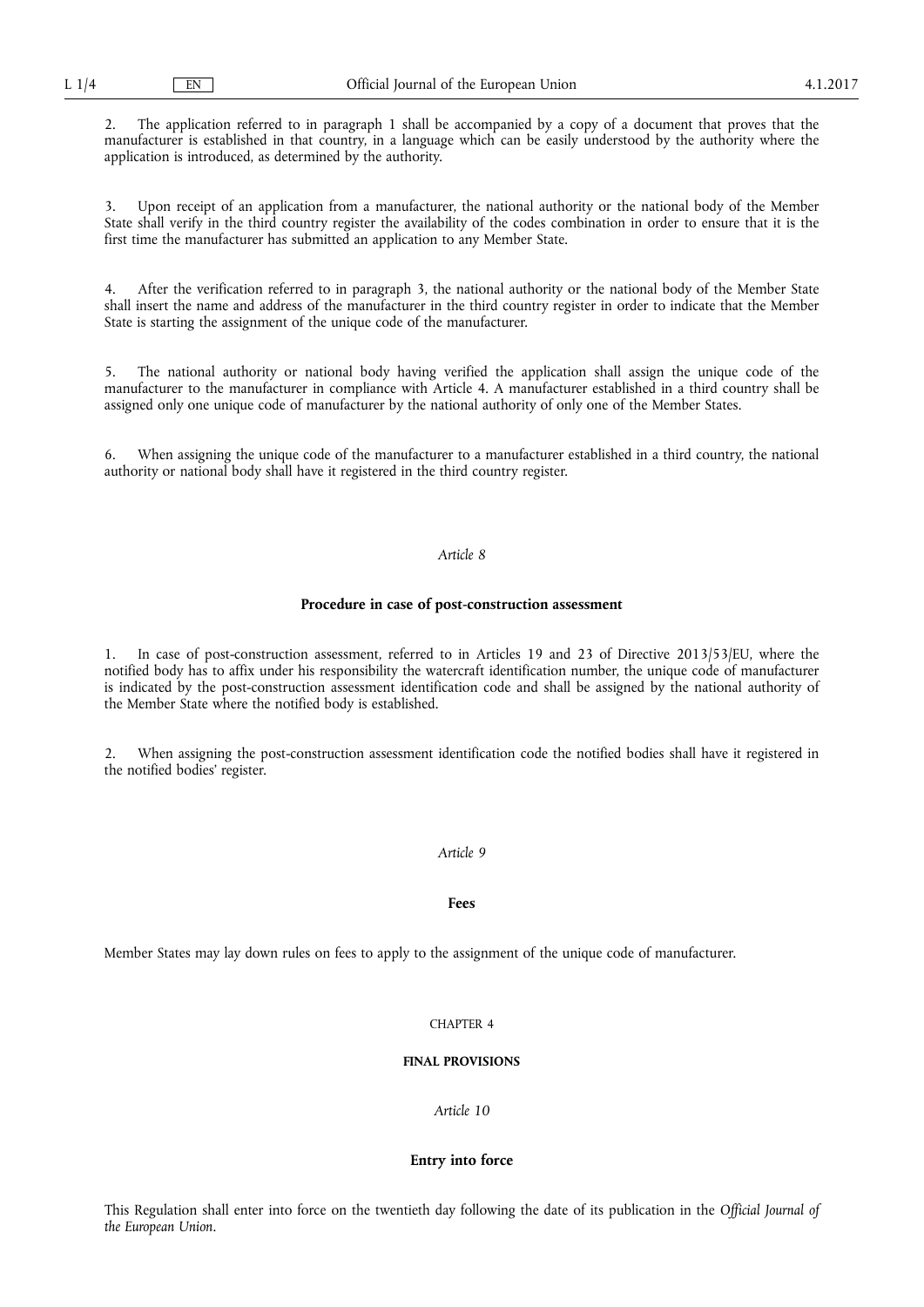2. The application referred to in paragraph 1 shall be accompanied by a copy of a document that proves that the manufacturer is established in that country, in a language which can be easily understood by the authority where the application is introduced, as determined by the authority.

3. Upon receipt of an application from a manufacturer, the national authority or the national body of the Member State shall verify in the third country register the availability of the codes combination in order to ensure that it is the first time the manufacturer has submitted an application to any Member State.

4. After the verification referred to in paragraph 3, the national authority or the national body of the Member State shall insert the name and address of the manufacturer in the third country register in order to indicate that the Member State is starting the assignment of the unique code of the manufacturer.

5. The national authority or national body having verified the application shall assign the unique code of the manufacturer to the manufacturer in compliance with Article 4. A manufacturer established in a third country shall be assigned only one unique code of manufacturer by the national authority of only one of the Member States.

6. When assigning the unique code of the manufacturer to a manufacturer established in a third country, the national authority or national body shall have it registered in the third country register.

*Article 8*

**Procedure in case of post-construction assessment**

1. In case of post-construction assessment, referred to in Articles 19 and 23 of Directive 2013/53/EU, where the notified body has to affix under his responsibility the watercraft identification number, the unique code of manufacturer is indicated by the post-construction assessment identification code and shall be assigned by the national authority of the Member State where the notified body is established.

2. When assigning the post-construction assessment identification code the notified bodies shall have it registered in the notified bodies' register.

*Article 9*

**Fees**

Member States may lay down rules on fees to apply to the assignment of the unique code of manufacturer.

CHAPTER 4

**FINAL PROVISIONS**

*Article 10*

**Entry into force**

This Regulation shall enter into force on the twentieth day following the date of its publication in the *Official Journal of the European Union*.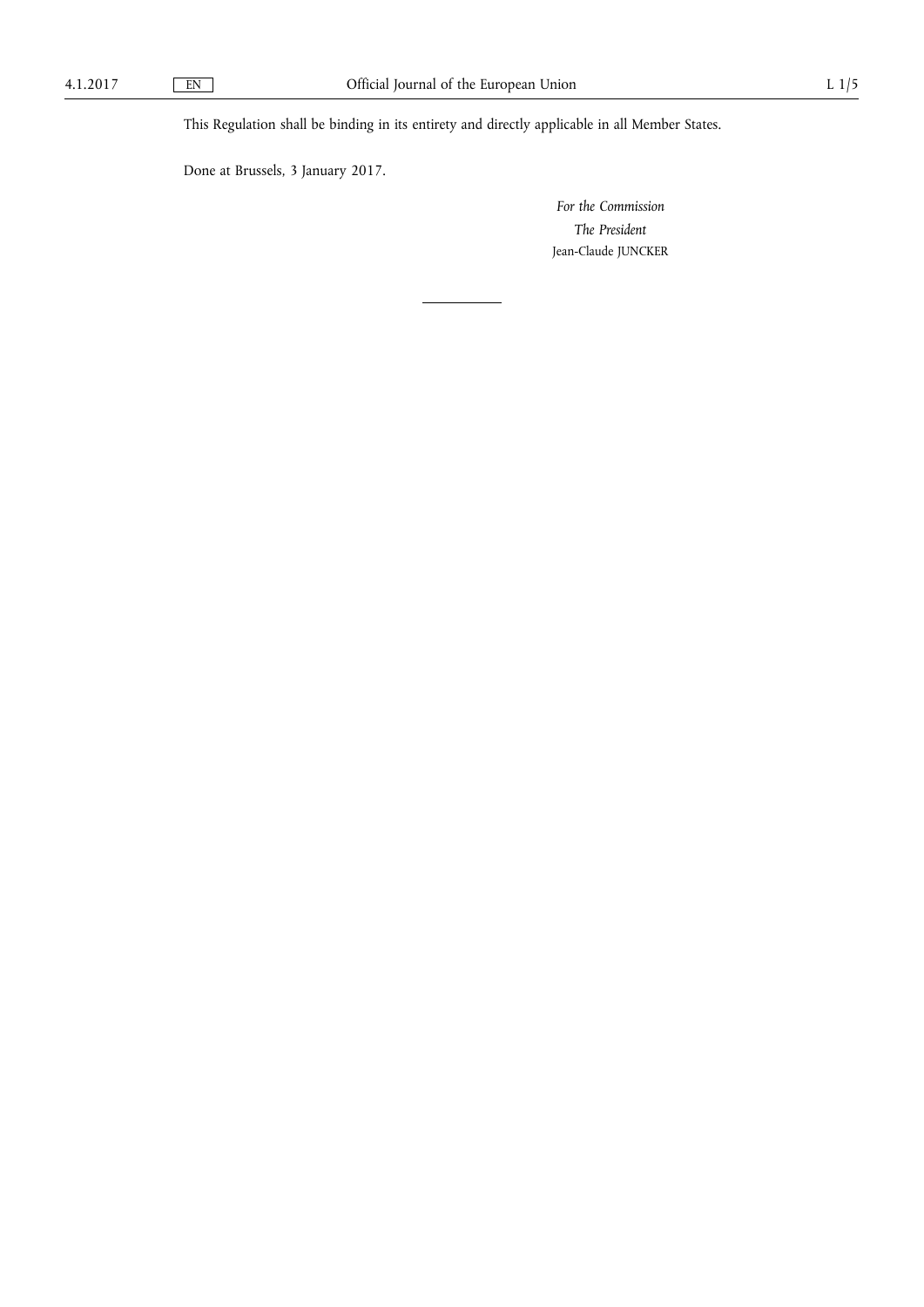This Regulation shall be binding in its entirety and directly applicable in all Member States.

Done at Brussels, 3 January 2017.

*For the Commission*

*The President*

Jean-Claude JUNCKER